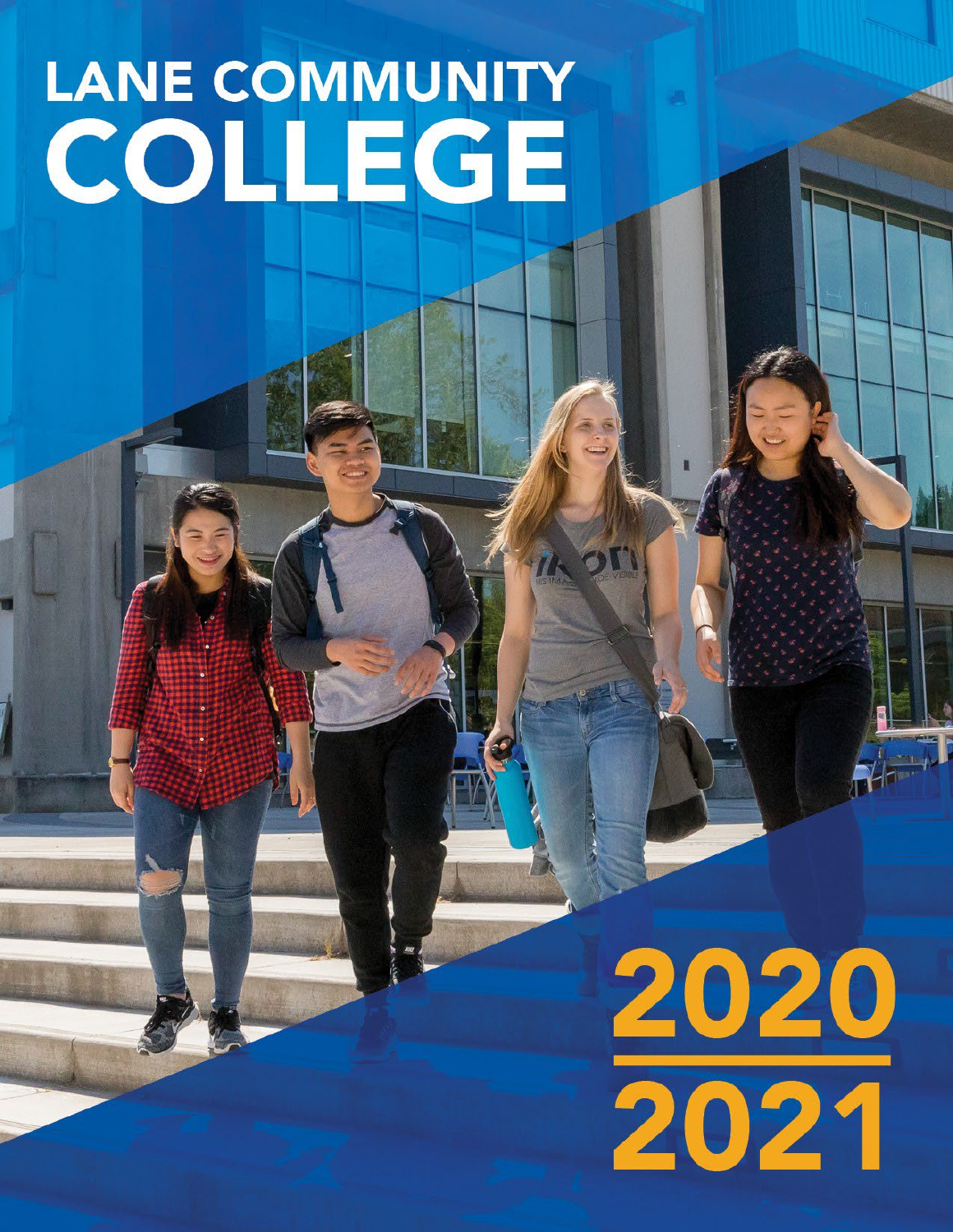# LANE COMMUNITY COLLEGE

# 2020 2021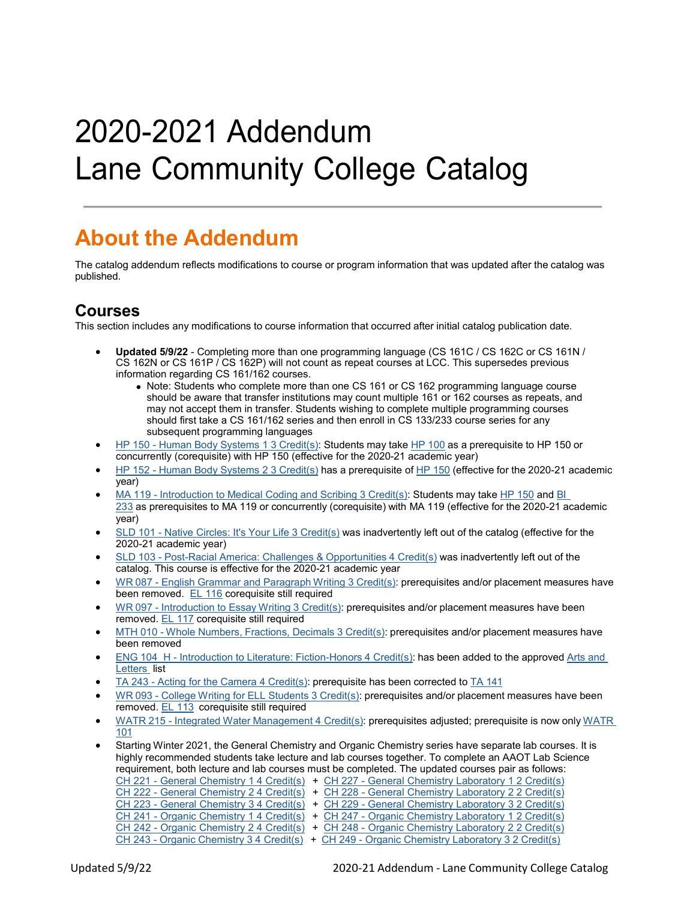# 2020-2021 Addendum
# Lane Community College Catalog

## About the Addendum

The catalog addendum reflects modifications to course or program information that was updated after the catalog was published.

### Courses

This section includes any modifications to course information that occurred after initial catalog publication date.

- **Updated 5/9/22** - Completing more than one programming language (CS 161C / CS 162C or CS 161N / CS 162N or CS 161P / CS 162P) will not count as repeat courses at LCC. This supersedes previous information regarding CS 161/162 courses.
  - Note: Students who complete more than one CS 161 or CS 162 programming language course should be aware that transfer institutions may count multiple 161 or 162 courses as repeats, and may not accept them in transfer. Students wishing to complete multiple programming courses should first take a CS 161/162 series and then enroll in CS 133/233 course series for any subsequent programming languages
- HP 150 - Human Body Systems 1 3 Credit(s): Students may take HP 100 as a prerequisite to HP 150 or concurrently (corequisite) with HP 150 (effective for the 2020-21 academic year)
- HP 152 - Human Body Systems 2 3 Credit(s) has a prerequisite of HP 150 (effective for the 2020-21 academic year)
- MA 119 - Introduction to Medical Coding and Scribing 3 Credit(s): Students may take HP 150 and BI 233 as prerequisites to MA 119 or concurrently (corequisite) with MA 119 (effective for the 2020-21 academic year)
- SLD 101 - Native Circles: It's Your Life 3 Credit(s) was inadvertently left out of the catalog (effective for the 2020-21 academic year)
- SLD 103 - Post-Racial America: Challenges & Opportunities 4 Credit(s) was inadvertently left out of the catalog. This course is effective for the 2020-21 academic year
- WR 087 - English Grammar and Paragraph Writing 3 Credit(s): prerequisites and/or placement measures have been removed. EL 116 corequisite still required
- WR 097 - Introduction to Essay Writing 3 Credit(s): prerequisites and/or placement measures have been removed. EL 117 corequisite still required
- MTH 010 - Whole Numbers, Fractions, Decimals 3 Credit(s): prerequisites and/or placement measures have been removed
- ENG 104 H - Introduction to Literature: Fiction-Honors 4 Credit(s): has been added to the approved Arts and Letters list
- TA 243 - Acting for the Camera 4 Credit(s): prerequisite has been corrected to TA 141
- WR 093 - College Writing for ELL Students 3 Credit(s): prerequisites and/or placement measures have been removed. EL 113 corequisite still required
- WATR 215 - Integrated Water Management 4 Credit(s): prerequisites adjusted; prerequisite is now only WATR 101
- Starting Winter 2021, the General Chemistry and Organic Chemistry series have separate lab courses. It is highly recommended students take lecture and lab courses together. To complete an AAOT Lab Science requirement, both lecture and lab courses must be completed. The updated courses pair as follows:
  CH 221 - General Chemistry 1 4 Credit(s) + CH 227 - General Chemistry Laboratory 1 2 Credit(s)
  CH 222 - General Chemistry 2 4 Credit(s) + CH 228 - General Chemistry Laboratory 2 2 Credit(s)
  CH 223 - General Chemistry 3 4 Credit(s) + CH 229 - General Chemistry Laboratory 3 2 Credit(s)
  CH 241 - Organic Chemistry 1 4 Credit(s) + CH 247 - Organic Chemistry Laboratory 1 2 Credit(s)
  CH 242 - Organic Chemistry 2 4 Credit(s) + CH 248 - Organic Chemistry Laboratory 2 2 Credit(s)
  CH 243 - Organic Chemistry 3 4 Credit(s) + CH 249 - Organic Chemistry Laboratory 3 2 Credit(s)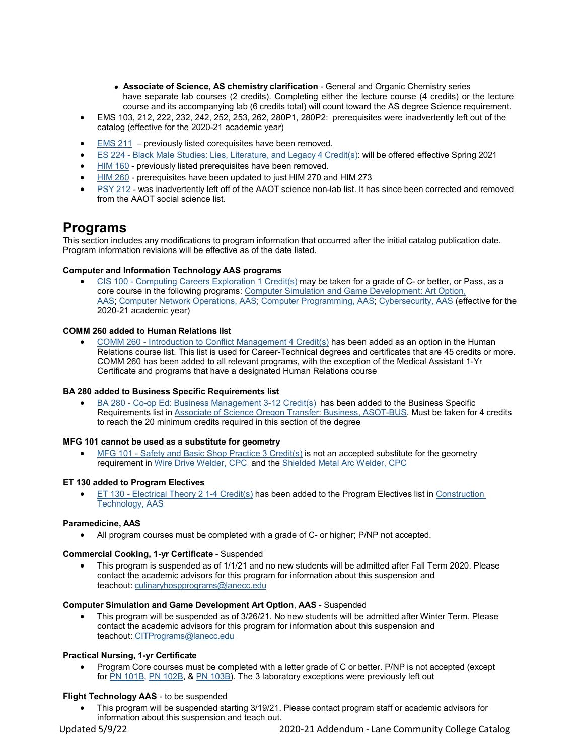- **Associate of Science, AS chemistry clarification** - General and Organic Chemistry series have separate lab courses (2 credits). Completing either the lecture course (4 credits) or the lecture course and its accompanying lab (6 credits total) will count toward the AS degree Science requirement.

- EMS 103, 212, 222, 232, 242, 252, 253, 262, 280P1, 280P2: prerequisites were inadvertently left out of the catalog (effective for the 2020-21 academic year)
- EMS 211 – previously listed corequisites have been removed.
- ES 224 - Black Male Studies: Lies, Literature, and Legacy 4 Credit(s): will be offered effective Spring 2021
- HIM 160 - previously listed prerequisites have been removed.
- HIM 260 - prerequisites have been updated to just HIM 270 and HIM 273
- PSY 212 - was inadvertently left off of the AAOT science non-lab list. It has since been corrected and removed from the AAOT social science list.

# Programs

This section includes any modifications to program information that occurred after the initial catalog publication date. Program information revisions will be effective as of the date listed.

**Computer and Information Technology AAS programs**

- CIS 100 - Computing Careers Exploration 1 Credit(s) may be taken for a grade of C- or better, or Pass, as a core course in the following programs: Computer Simulation and Game Development: Art Option, AAS; Computer Network Operations, AAS; Computer Programming, AAS; Cybersecurity, AAS (effective for the 2020-21 academic year)

**COMM 260 added to Human Relations list**

- COMM 260 - Introduction to Conflict Management 4 Credit(s) has been added as an option in the Human Relations course list. This list is used for Career-Technical degrees and certificates that are 45 credits or more. COMM 260 has been added to all relevant programs, with the exception of the Medical Assistant 1-Yr Certificate and programs that have a designated Human Relations course

**BA 280 added to Business Specific Requirements list**

- BA 280 - Co-op Ed: Business Management 3-12 Credit(s) has been added to the Business Specific Requirements list in Associate of Science Oregon Transfer: Business, ASOT-BUS. Must be taken for 4 credits to reach the 20 minimum credits required in this section of the degree

**MFG 101 cannot be used as a substitute for geometry**

- MFG 101 - Safety and Basic Shop Practice 3 Credit(s) is not an accepted substitute for the geometry requirement in Wire Drive Welder, CPC and the Shielded Metal Arc Welder, CPC

**ET 130 added to Program Electives**

- ET 130 - Electrical Theory 2 1-4 Credit(s) has been added to the Program Electives list in Construction Technology, AAS

**Paramedicine, AAS**

- All program courses must be completed with a grade of C- or higher; P/NP not accepted.

**Commercial Cooking, 1-yr Certificate** - Suspended

- This program is suspended as of 1/1/21 and no new students will be admitted after Fall Term 2020. Please contact the academic advisors for this program for information about this suspension and teachout: culinaryhospprograms@lanecc.edu

**Computer Simulation and Game Development Art Option**, **AAS** - Suspended

- This program will be suspended as of 3/26/21. No new students will be admitted after Winter Term. Please contact the academic advisors for this program for information about this suspension and teachout: CITPrograms@lanecc.edu

**Practical Nursing, 1-yr Certificate**

- Program Core courses must be completed with a letter grade of C or better. P/NP is not accepted (except for PN 101B, PN 102B, & PN 103B). The 3 laboratory exceptions were previously left out

**Flight Technology AAS** - to be suspended

- This program will be suspended starting 3/19/21. Please contact program staff or academic advisors for information about this suspension and teach out.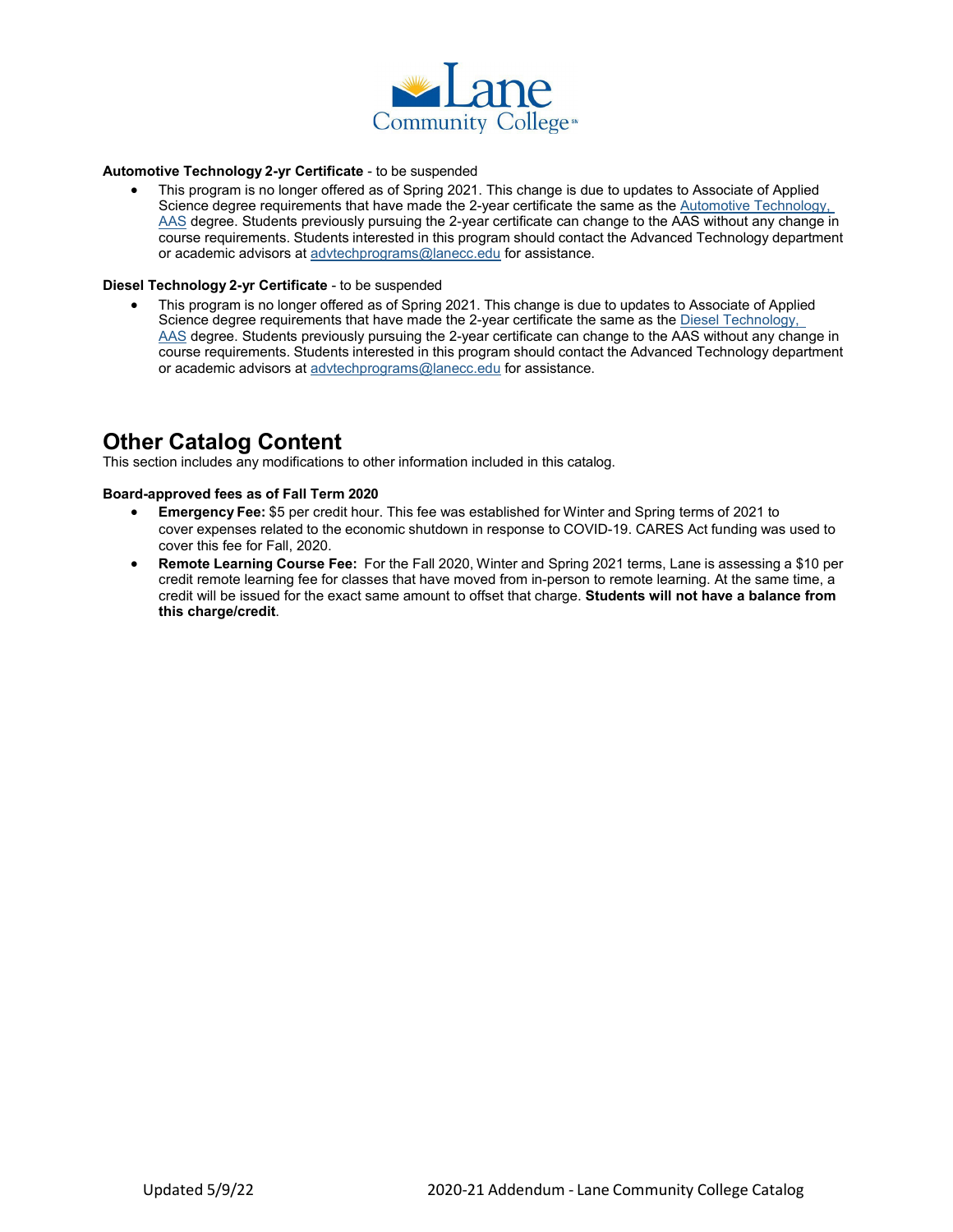**Automotive Technology 2-yr Certificate** - to be suspended

- This program is no longer offered as of Spring 2021. This change is due to updates to Associate of Applied Science degree requirements that have made the 2-year certificate the same as the [Automotive Technology, AAS]() degree. Students previously pursuing the 2-year certificate can change to the AAS without any change in course requirements. Students interested in this program should contact the Advanced Technology department or academic advisors at [advtechprograms@lanecc.edu]() for assistance.

**Diesel Technology 2-yr Certificate** - to be suspended

- This program is no longer offered as of Spring 2021. This change is due to updates to Associate of Applied Science degree requirements that have made the 2-year certificate the same as the [Diesel Technology, AAS]() degree. Students previously pursuing the 2-year certificate can change to the AAS without any change in course requirements. Students interested in this program should contact the Advanced Technology department or academic advisors at [advtechprograms@lanecc.edu]() for assistance.

## Other Catalog Content

This section includes any modifications to other information included in this catalog.

**Board-approved fees as of Fall Term 2020**

- **Emergency Fee:** $5 per credit hour. This fee was established for Winter and Spring terms of 2021 to cover expenses related to the economic shutdown in response to COVID-19. CARES Act funding was used to cover this fee for Fall, 2020.
- **Remote Learning Course Fee:** For the Fall 2020, Winter and Spring 2021 terms, Lane is assessing a $10 per credit remote learning fee for classes that have moved from in-person to remote learning. At the same time, a credit will be issued for the exact same amount to offset that charge. **Students will not have a balance from this charge/credit**.